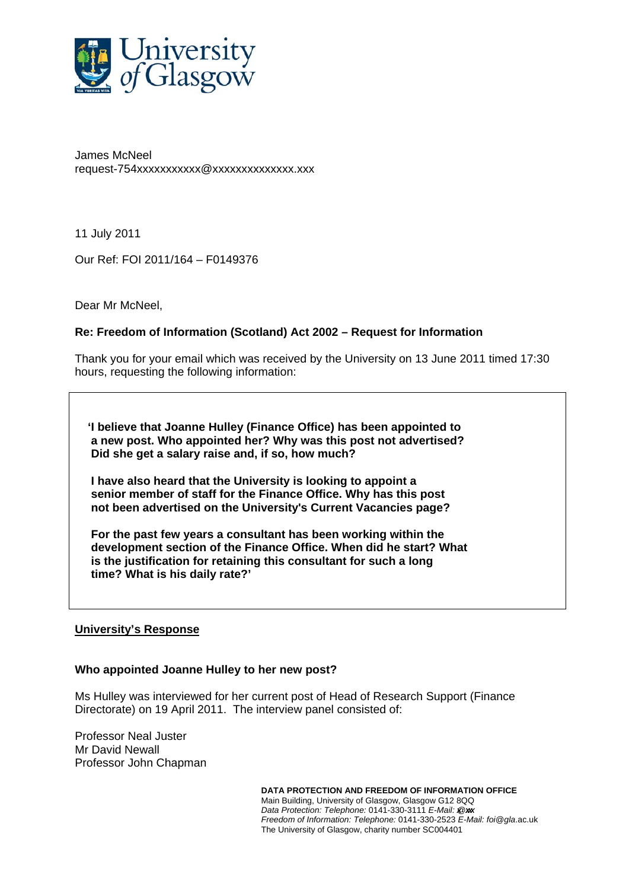University of Glasgow

James McNeel
request-754xxxxxxxxxxx@xxxxxxxxxxxxxx.xxx

11 July 2011

Our Ref: FOI 2011/164 – F0149376

Dear Mr McNeel,

**Re: Freedom of Information (Scotland) Act 2002 – Request for Information**

Thank you for your email which was received by the University on 13 June 2011 timed 17:30 hours, requesting the following information:

> **'I believe that Joanne Hulley (Finance Office) has been appointed to a new post. Who appointed her? Why was this post not advertised? Did she get a salary raise and, if so, how much?**
>
> **I have also heard that the University is looking to appoint a senior member of staff for the Finance Office. Why has this post not been advertised on the University's Current Vacancies page?**
>
> **For the past few years a consultant has been working within the development section of the Finance Office. When did he start? What is the justification for retaining this consultant for such a long time? What is his daily rate?'**

**<u>University's Response</u>**

**Who appointed Joanne Hulley to her new post?**

Ms Hulley was interviewed for her current post of Head of Research Support (Finance Directorate) on 19 April 2011. The interview panel consisted of:

Professor Neal Juster
Mr David Newall
Professor John Chapman

**DATA PROTECTION AND FREEDOM OF INFORMATION OFFICE**
Main Building, University of Glasgow, Glasgow G12 8QQ
*Data Protection: Telephone:* 0141-330-3111 *E-Mail:* x@xx
*Freedom of Information: Telephone:* 0141-330-2523 *E-Mail: foi@gla*.ac.uk
The University of Glasgow, charity number SC004401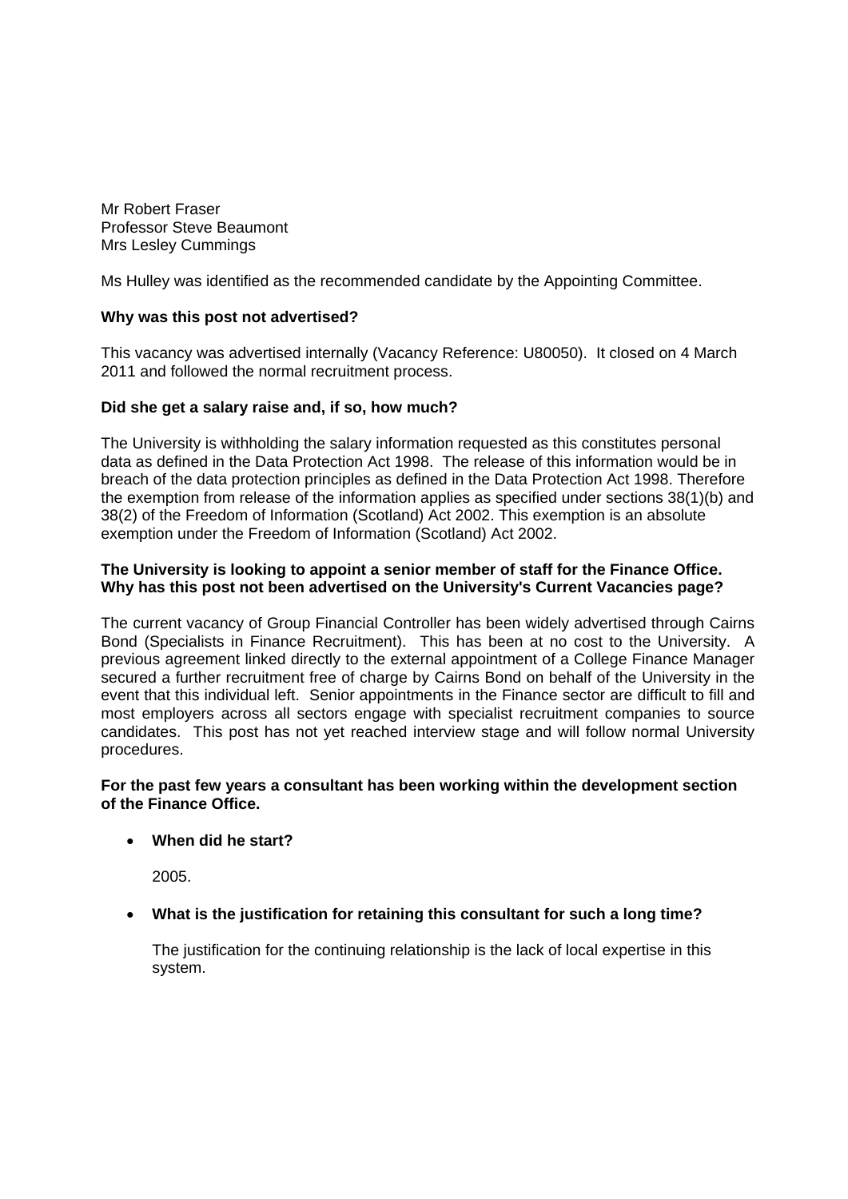Mr Robert Fraser
Professor Steve Beaumont
Mrs Lesley Cummings

Ms Hulley was identified as the recommended candidate by the Appointing Committee.

**Why was this post not advertised?**

This vacancy was advertised internally (Vacancy Reference: U80050). It closed on 4 March 2011 and followed the normal recruitment process.

**Did she get a salary raise and, if so, how much?**

The University is withholding the salary information requested as this constitutes personal data as defined in the Data Protection Act 1998. The release of this information would be in breach of the data protection principles as defined in the Data Protection Act 1998. Therefore the exemption from release of the information applies as specified under sections 38(1)(b) and 38(2) of the Freedom of Information (Scotland) Act 2002. This exemption is an absolute exemption under the Freedom of Information (Scotland) Act 2002.

**The University is looking to appoint a senior member of staff for the Finance Office. Why has this post not been advertised on the University's Current Vacancies page?**

The current vacancy of Group Financial Controller has been widely advertised through Cairns Bond (Specialists in Finance Recruitment). This has been at no cost to the University. A previous agreement linked directly to the external appointment of a College Finance Manager secured a further recruitment free of charge by Cairns Bond on behalf of the University in the event that this individual left. Senior appointments in the Finance sector are difficult to fill and most employers across all sectors engage with specialist recruitment companies to source candidates. This post has not yet reached interview stage and will follow normal University procedures.

**For the past few years a consultant has been working within the development section of the Finance Office.**

- **When did he start?**

  2005.

- **What is the justification for retaining this consultant for such a long time?**

  The justification for the continuing relationship is the lack of local expertise in this system.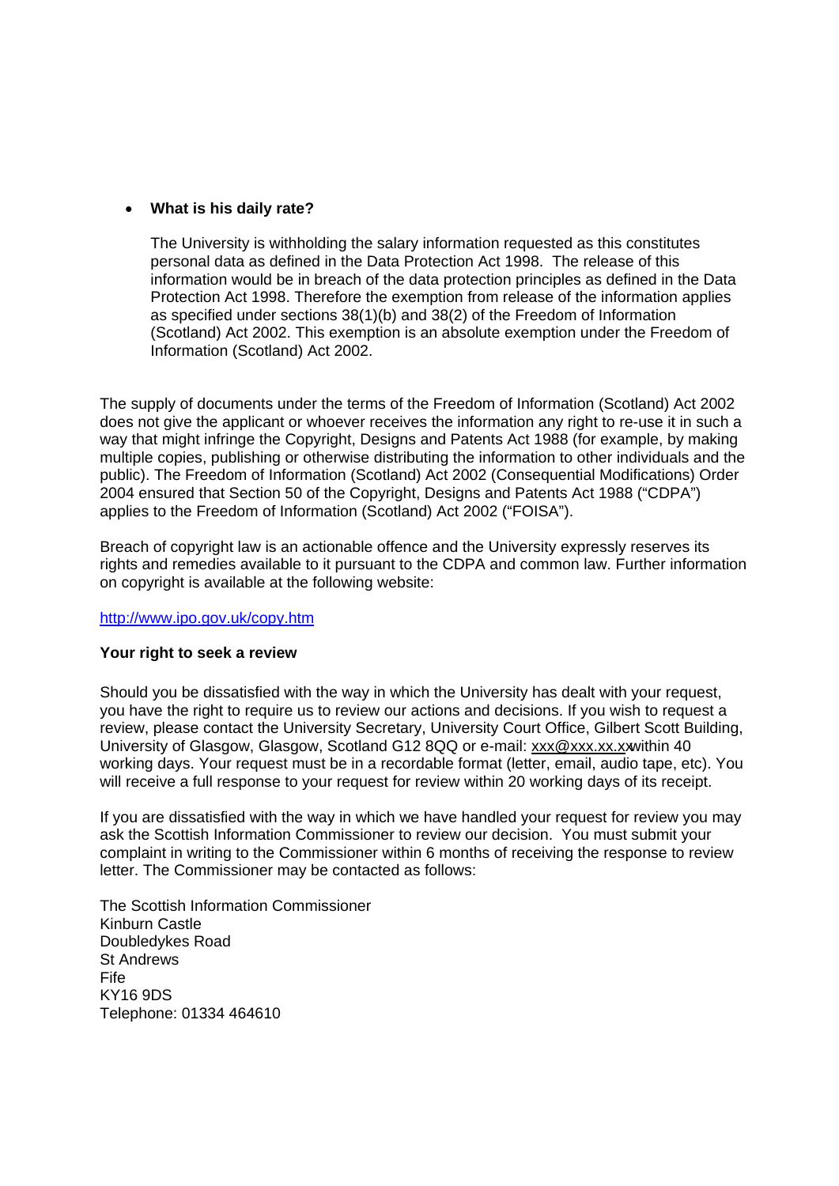- **What is his daily rate?**

  The University is withholding the salary information requested as this constitutes personal data as defined in the Data Protection Act 1998. The release of this information would be in breach of the data protection principles as defined in the Data Protection Act 1998. Therefore the exemption from release of the information applies as specified under sections 38(1)(b) and 38(2) of the Freedom of Information (Scotland) Act 2002. This exemption is an absolute exemption under the Freedom of Information (Scotland) Act 2002.

The supply of documents under the terms of the Freedom of Information (Scotland) Act 2002 does not give the applicant or whoever receives the information any right to re-use it in such a way that might infringe the Copyright, Designs and Patents Act 1988 (for example, by making multiple copies, publishing or otherwise distributing the information to other individuals and the public). The Freedom of Information (Scotland) Act 2002 (Consequential Modifications) Order 2004 ensured that Section 50 of the Copyright, Designs and Patents Act 1988 ("CDPA") applies to the Freedom of Information (Scotland) Act 2002 ("FOISA").

Breach of copyright law is an actionable offence and the University expressly reserves its rights and remedies available to it pursuant to the CDPA and common law. Further information on copyright is available at the following website:

http://www.ipo.gov.uk/copy.htm

**Your right to seek a review**

Should you be dissatisfied with the way in which the University has dealt with your request, you have the right to require us to review our actions and decisions. If you wish to request a review, please contact the University Secretary, University Court Office, Gilbert Scott Building, University of Glasgow, Glasgow, Scotland G12 8QQ or e-mail: xxx@xxx.xx.xx within 40 working days. Your request must be in a recordable format (letter, email, audio tape, etc). You will receive a full response to your request for review within 20 working days of its receipt.

If you are dissatisfied with the way in which we have handled your request for review you may ask the Scottish Information Commissioner to review our decision. You must submit your complaint in writing to the Commissioner within 6 months of receiving the response to review letter. The Commissioner may be contacted as follows:

The Scottish Information Commissioner
Kinburn Castle
Doubledykes Road
St Andrews
Fife
KY16 9DS
Telephone: 01334 464610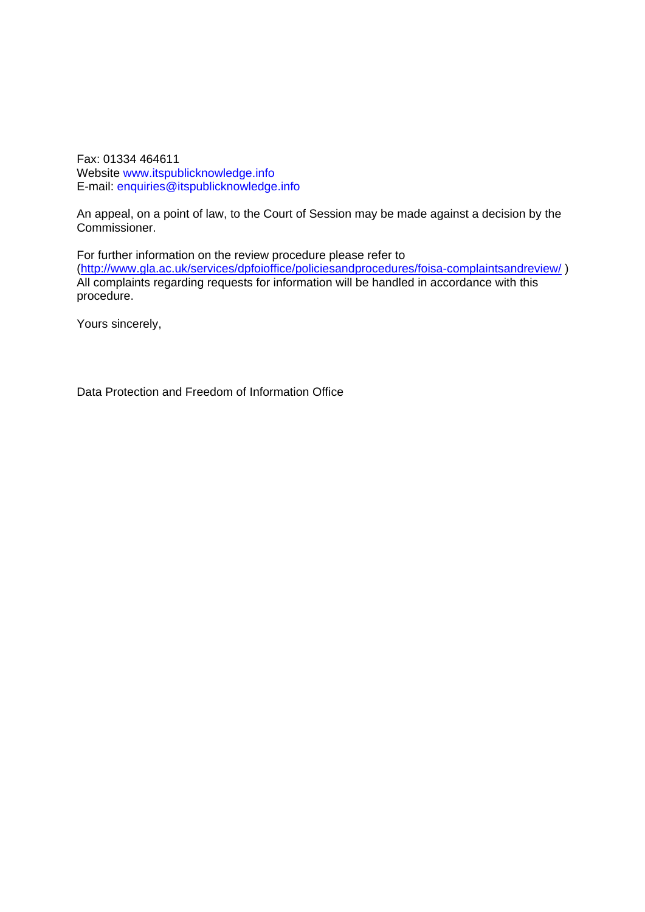Fax: 01334 464611
Website www.itspublicknowledge.info
E-mail: enquiries@itspublicknowledge.info

An appeal, on a point of law, to the Court of Session may be made against a decision by the Commissioner.

For further information on the review procedure please refer to (http://www.gla.ac.uk/services/dpfoioffice/policiesandprocedures/foisa-complaintsandreview/ ) All complaints regarding requests for information will be handled in accordance with this procedure.

Yours sincerely,

Data Protection and Freedom of Information Office